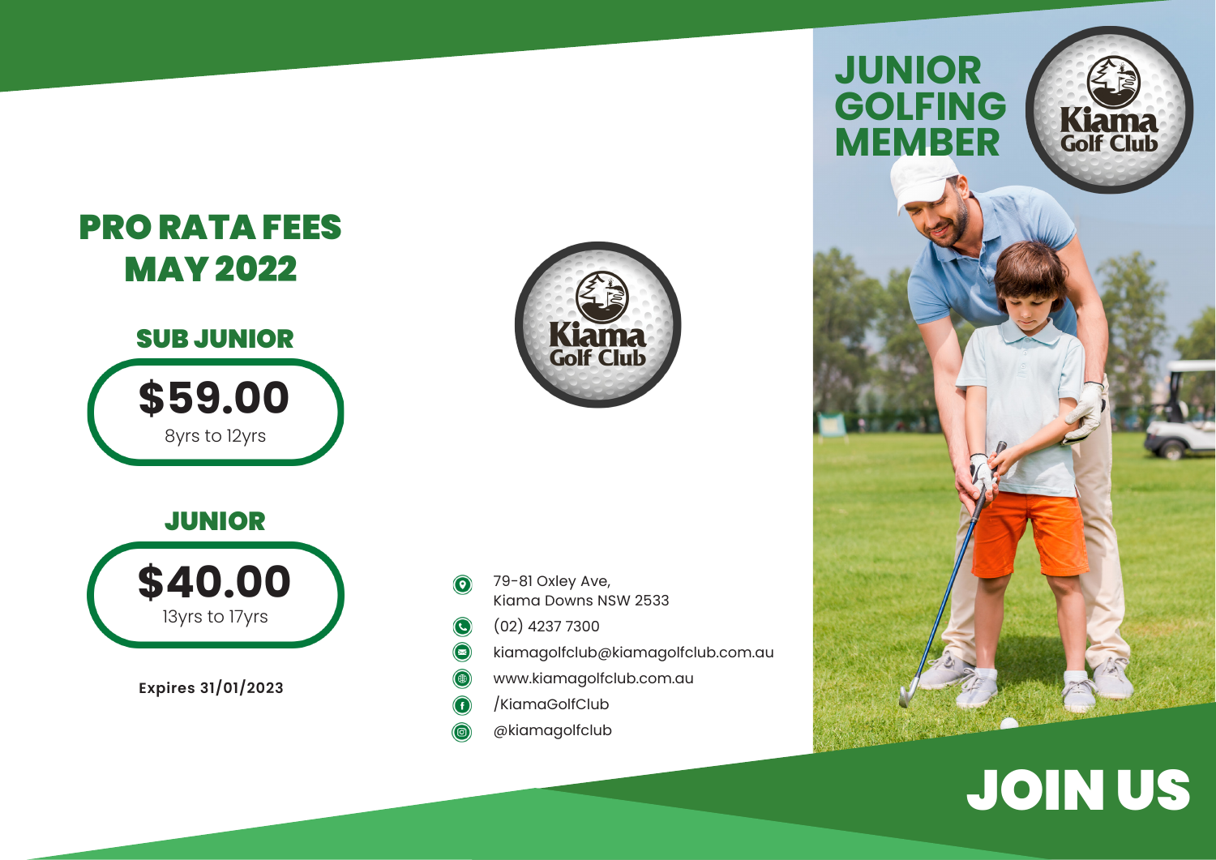# PRO RATA FEES MAY 2022

## SUB JUNIOR

**$59.00**

8yrs to 12yrs

## JUNIOR

**$40.00**

13yrs to 17yrs

**Expires 31/01/2023**

Kiama Golf Club

79-81 Oxley Ave,
Kiama Downs NSW 2533

(02) 4237 7300

kiamagolfclub@kiamagolfclub.com.au

www.kiamagolfclub.com.au

/KiamaGolfClub

@kiamagolfclub

# JUNIOR GOLFING MEMBER

Kiama Golf Club

# JOIN US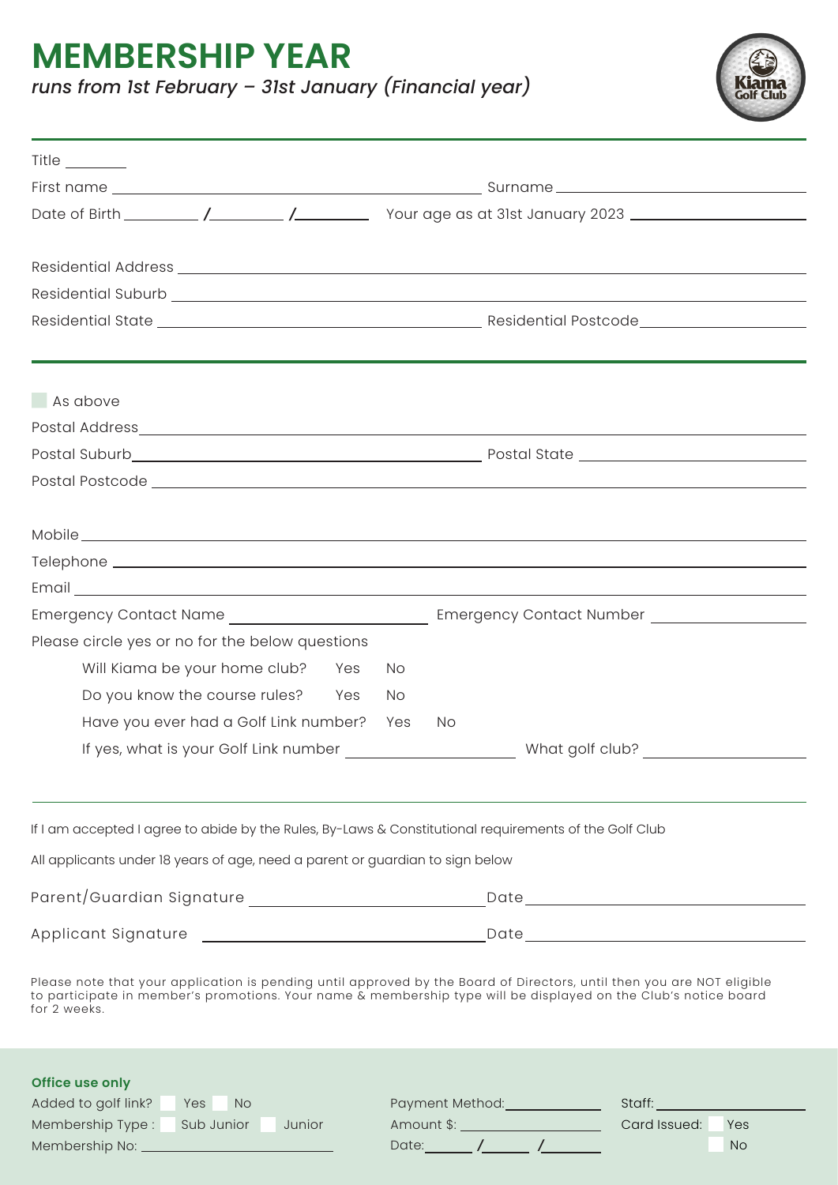# MEMBERSHIP YEAR

*runs from 1st February – 31st January (Financial year)*

Kiama Golf Club

Title ________

First name ______________________ Surname ______________________

Date of Birth ______ / ______ / ______ Your age as at 31st January 2023 ______________

Residential Address ______________________________________________

Residential Suburb ______________________________________________

Residential State ______________________ Residential Postcode ______________

---

☐ As above

Postal Address ______________________________________________

Postal Suburb ______________________ Postal State ______________________

Postal Postcode ______________________________________________

Mobile ______________________________________________

Telephone ______________________________________________

Email ______________________________________________

Emergency Contact Name ______________________ Emergency Contact Number ______________

Please circle yes or no for the below questions

- Will Kiama be your home club? Yes No
- Do you know the course rules? Yes No
- Have you ever had a Golf Link number? Yes No
- If yes, what is your Golf Link number ______________ What golf club? ______________

---

If I am accepted I agree to abide by the Rules, By-Laws & Constitutional requirements of the Golf Club

All applicants under 18 years of age, need a parent or guardian to sign below

Parent/Guardian Signature ______________________ Date ______________________

Applicant Signature ______________________ Date ______________________

Please note that your application is pending until approved by the Board of Directors, until then you are NOT eligible to participate in member's promotions. Your name & membership type will be displayed on the Club's notice board for 2 weeks.

**Office use only**

Added to golf link? ☐ Yes ☐ No

Membership Type : ☐ Sub Junior ☐ Junior

Membership No: ______________

Payment Method: ______________

Amount $: ______________

Date: ______ / ______ / ______

Staff: ______________

Card Issued: ☐ Yes ☐ No